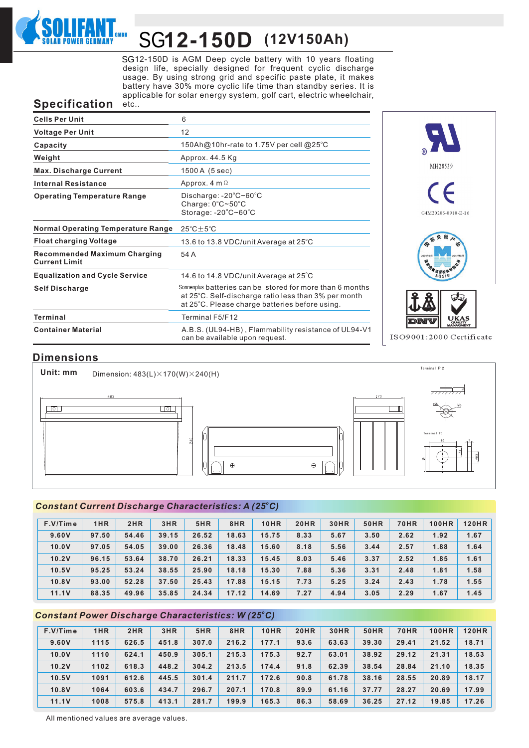# SG12-150D (12V150Ah)

SG12-150D is AGM Deep cycle battery with 10 years floating design life, specially designed for frequent cyclic discharge usage. By using strong grid and specific paste plate, it makes battery have 30% more cyclic life time than standby series. It is applicable for solar energy system, golf cart, electric wheelchair, etc..

## Specification

| | |
|---|---|
| Cells Per Unit | 6 |
| Voltage Per Unit | 12 |
| Capacity | 150Ah@10hr-rate to 1.75V per cell @25°C |
| Weight | Approx. 44.5 Kg |
| Max. Discharge Current | 1500 A (5 sec) |
| Internal Resistance | Approx. 4 mΩ |
| Operating Temperature Range | Discharge: -20°C~60°C<br>Charge: 0°C~50°C<br>Storage: -20°C~60°C |
| Normal Operating Temperature Range | 25°C±5°C |
| Float charging Voltage | 13.6 to 13.8 VDC/unit Average at 25°C |
| Recommended Maximum Charging Current Limit | 54 A |
| Equalization and Cycle Service | 14.6 to 14.8 VDC/unit Average at 25°C |
| Self Discharge | Sonnenplus batteries can be stored for more than 6 months at 25°C. Self-discharge ratio less than 3% per month at 25°C. Please charge batteries before using. |
| Terminal | Terminal F5/F12 |
| Container Material | A.B.S. (UL94-HB), Flammability resistance of UL94-V1 can be available upon request. |

MH28539

G4M20206-0910-E-16

ISO9001:2000 Certificate

## Dimensions

Unit: mm Dimension: 483(L)×170(W)×240(H)

## Constant Current Discharge Characteristics: A (25°C)

| F.V/Time | 1HR | 2HR | 3HR | 5HR | 8HR | 10HR | 20HR | 30HR | 50HR | 70HR | 100HR | 120HR |
|---|---|---|---|---|---|---|---|---|---|---|---|---|
| 9.60V | 97.50 | 54.46 | 39.15 | 26.52 | 18.63 | 15.75 | 8.33 | 5.67 | 3.50 | 2.62 | 1.92 | 1.67 |
| 10.0V | 97.05 | 54.05 | 39.00 | 26.36 | 18.48 | 15.60 | 8.18 | 5.56 | 3.44 | 2.57 | 1.88 | 1.64 |
| 10.2V | 96.15 | 53.64 | 38.70 | 26.21 | 18.33 | 15.45 | 8.03 | 5.46 | 3.37 | 2.52 | 1.85 | 1.61 |
| 10.5V | 95.25 | 53.24 | 38.55 | 25.90 | 18.18 | 15.30 | 7.88 | 5.36 | 3.31 | 2.48 | 1.81 | 1.58 |
| 10.8V | 93.00 | 52.28 | 37.50 | 25.43 | 17.88 | 15.15 | 7.73 | 5.25 | 3.24 | 2.43 | 1.78 | 1.55 |
| 11.1V | 88.35 | 49.96 | 35.85 | 24.34 | 17.12 | 14.69 | 7.27 | 4.94 | 3.05 | 2.29 | 1.67 | 1.45 |

## Constant Power Discharge Characteristics: W (25°C)

| F.V/Time | 1HR | 2HR | 3HR | 5HR | 8HR | 10HR | 20HR | 30HR | 50HR | 70HR | 100HR | 120HR |
|---|---|---|---|---|---|---|---|---|---|---|---|---|
| 9.60V | 1115 | 626.5 | 451.8 | 307.0 | 216.2 | 177.1 | 93.6 | 63.63 | 39.30 | 29.41 | 21.52 | 18.71 |
| 10.0V | 1110 | 624.1 | 450.9 | 305.1 | 215.3 | 175.3 | 92.7 | 63.01 | 38.92 | 29.12 | 21.31 | 18.53 |
| 10.2V | 1102 | 618.3 | 448.2 | 304.2 | 213.5 | 174.4 | 91.8 | 62.39 | 38.54 | 28.84 | 21.10 | 18.35 |
| 10.5V | 1091 | 612.6 | 445.5 | 301.4 | 211.7 | 172.6 | 90.8 | 61.78 | 38.16 | 28.55 | 20.89 | 18.17 |
| 10.8V | 1064 | 603.6 | 434.7 | 296.7 | 207.1 | 170.8 | 89.9 | 61.16 | 37.77 | 28.27 | 20.69 | 17.99 |
| 11.1V | 1008 | 575.8 | 413.1 | 281.7 | 199.9 | 165.3 | 86.3 | 58.69 | 36.25 | 27.12 | 19.85 | 17.26 |

All mentioned values are average values.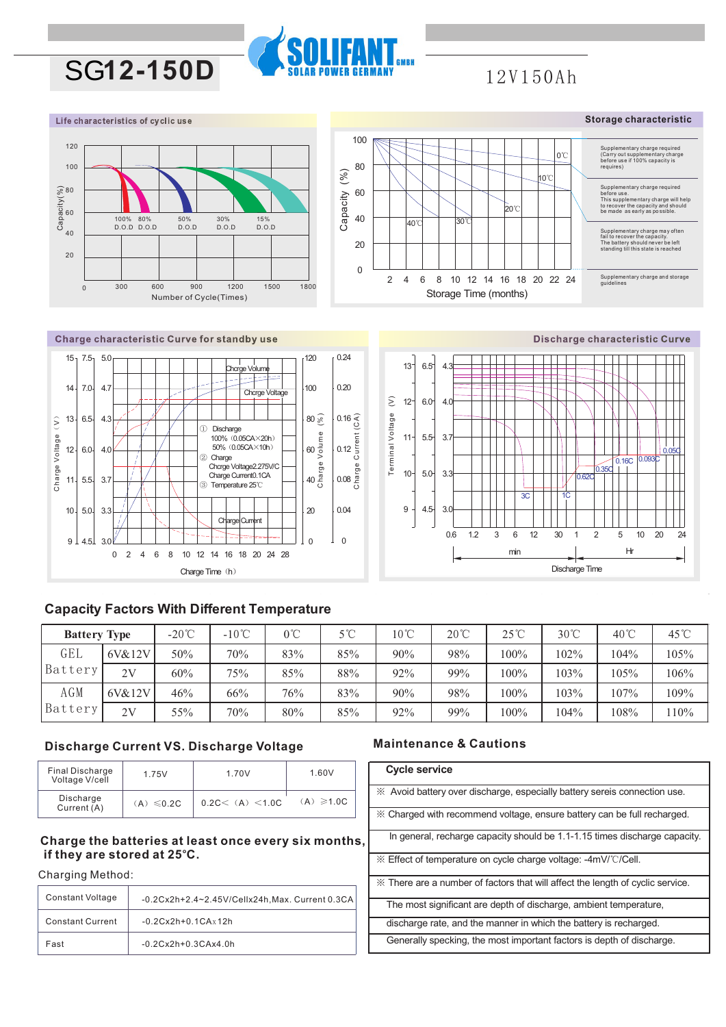# SG12-150D

SOLIFANT GMBH
SOLAR POWER GERMANY

12V150Ah

## Life characteristics of cyclic use

Capacity(%)
120
100
80
60
40
20
0
300
600
900
1200
1500
1800
Number of Cycle(Times)
100% D.O.D
80% D.O.D
50% D.O.D
30% D.O.D
15% D.O.D

## Storage characteristic

Capacity (%)
100
80
60
40
20
0
2 4 6 8 10 12 14 16 18 20 22 24
Storage Time (months)
0℃
10℃
20℃
30℃
40℃

Supplementary charge required (Carry out supplementary charge before use if 100% capacity is requires)

Supplementary charge required before use.
This supplementary charge will help to recover the capacity and should be made as early as possible.

Supplementary charge may often fail to recover the capacity.
The battery should never be left standing till this state is reached

Supplementary charge and storage guideIines

## Charge characteristic Curve for standby use

Charge Voltage (V)
15 7.5 5.0
14 7.0 4.7
13 6.5 4.3
12 6.0 4.0
11 5.5 3.7
10 5.0 3.3
9 4.5 3.0
Charge Volume (%)
120
100
80
60
40
20
0
Charge Current (CA)
0.24
0.20
0.16
0.12
0.08
0.04
0
0 2 4 6 8 10 12 14 16 18 20 24 28
Charge Time (h)
Chrge Volume
Chrge Voltage
Charge Current

① Discharge
100% (0.05CA×20h)
50% (0.05CA×10h)
② Charge
Chrge Voltage2.275V/C
Charge Current0.1CA
③ Temperature 25℃

## Discharge characteristic Curve

Terminal Voltage (V)
13 6.5 4.3
12 6.0 4.0
11 5.5 3.7
10 5.0 3.3
9 4.5 3.0
0.6 1.2 3 6 12 30 1 2 5 10 20 24
min
Hr
Discharge Time
3C
1C
0.62C
0.35C
0.16C
0.093C
0.05C

## Capacity Factors With Different Temperature

| Battery Type | | -20℃ | -10℃ | 0℃ | 5℃ | 10℃ | 20℃ | 25℃ | 30℃ | 40℃ | 45℃ |
|---|---|---|---|---|---|---|---|---|---|---|---|
| GEL Battery | 6V&12V | 50% | 70% | 83% | 85% | 90% | 98% | 100% | 102% | 104% | 105% |
| | 2V | 60% | 75% | 85% | 88% | 92% | 99% | 100% | 103% | 105% | 106% |
| AGM Battery | 6V&12V | 46% | 66% | 76% | 83% | 90% | 98% | 100% | 103% | 107% | 109% |
| | 2V | 55% | 70% | 80% | 85% | 92% | 99% | 100% | 104% | 108% | 110% |

## Discharge Current VS. Discharge Voltage

| Final Discharge Voltage V/cell | 1.75V | 1.70V | 1.60V |
|---|---|---|---|
| Discharge Current (A) | (A) ≤0.2C | 0.2C< (A) <1.0C | (A) ≥1.0C |

## Charge the batteries at least once every six months, if they are stored at 25°C.

Charging Method:

| | |
|---|---|
| Constant Voltage | -0.2Cx2h+2.4~2.45V/Cellx24h,Max. Current 0.3CA |
| Constant Current | -0.2Cx2h+0.1CAx12h |
| Fast | -0.2Cx2h+0.3CAx4.0h |

## Maintenance & Cautions

**Cycle service**

※ Avoid battery over discharge, especially battery sereis connection use.

※ Charged with recommend voltage, ensure battery can be full recharged.

In general, recharge capacity should be 1.1-1.15 times discharge capacity.

※ Effect of temperature on cycle charge voltage: -4mV/℃/Cell.

※ There are a number of factors that will affect the length of cyclic service.

The most significant are depth of discharge, ambient temperature, discharge rate, and the manner in which the battery is recharged.

Generally specking, the most important factors is depth of discharge.